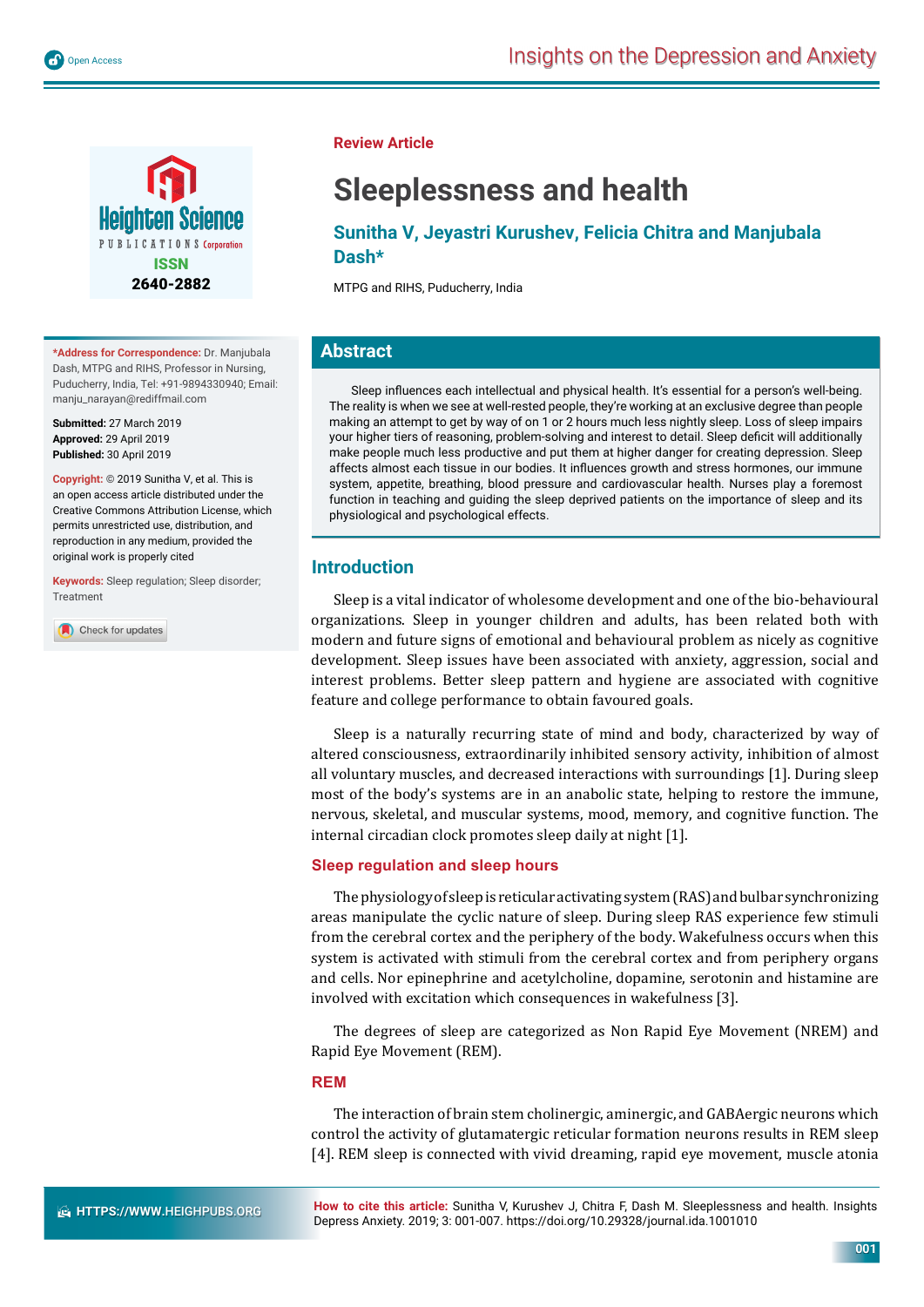Review Article

# Sleeplessness and health

**Sunitha V, Jeyastri Kurushev, Felicia Chitra and Manjubala Dash***

MTPG and RIHS, Puducherry, India

**\*Address for Correspondence:** Dr. Manjubala Dash, MTPG and RIHS, Professor in Nursing, Puducherry, India, Tel: +91-9894330940; Email: manju_narayan@rediffmail.com

**Submitted:** 27 March 2019
**Approved:** 29 April 2019
**Published:** 30 April 2019

**Copyright:** © 2019 Sunitha V, et al. This is an open access article distributed under the Creative Commons Attribution License, which permits unrestricted use, distribution, and reproduction in any medium, provided the original work is properly cited

**Keywords:** Sleep regulation; Sleep disorder; Treatment

## Abstract

Sleep influences each intellectual and physical health. It's essential for a person's well-being. The reality is when we see at well-rested people, they're working at an exclusive degree than people making an attempt to get by way of on 1 or 2 hours much less nightly sleep. Loss of sleep impairs your higher tiers of reasoning, problem-solving and interest to detail. Sleep deficit will additionally make people much less productive and put them at higher danger for creating depression. Sleep affects almost each tissue in our bodies. It influences growth and stress hormones, our immune system, appetite, breathing, blood pressure and cardiovascular health. Nurses play a foremost function in teaching and guiding the sleep deprived patients on the importance of sleep and its physiological and psychological effects.

## Introduction

Sleep is a vital indicator of wholesome development and one of the bio-behavioural organizations. Sleep in younger children and adults, has been related both with modern and future signs of emotional and behavioural problem as nicely as cognitive development. Sleep issues have been associated with anxiety, aggression, social and interest problems. Better sleep pattern and hygiene are associated with cognitive feature and college performance to obtain favoured goals.

Sleep is a naturally recurring state of mind and body, characterized by way of altered consciousness, extraordinarily inhibited sensory activity, inhibition of almost all voluntary muscles, and decreased interactions with surroundings [1]. During sleep most of the body's systems are in an anabolic state, helping to restore the immune, nervous, skeletal, and muscular systems, mood, memory, and cognitive function. The internal circadian clock promotes sleep daily at night [1].

### Sleep regulation and sleep hours

The physiology of sleep is reticular activating system (RAS) and bulbar synchronizing areas manipulate the cyclic nature of sleep. During sleep RAS experience few stimuli from the cerebral cortex and the periphery of the body. Wakefulness occurs when this system is activated with stimuli from the cerebral cortex and from periphery organs and cells. Nor epinephrine and acetylcholine, dopamine, serotonin and histamine are involved with excitation which consequences in wakefulness [3].

The degrees of sleep are categorized as Non Rapid Eye Movement (NREM) and Rapid Eye Movement (REM).

### REM

The interaction of brain stem cholinergic, aminergic, and GABAergic neurons which control the activity of glutamatergic reticular formation neurons results in REM sleep [4]. REM sleep is connected with vivid dreaming, rapid eye movement, muscle atonia

**How to cite this article:** Sunitha V, Kurushev J, Chitra F, Dash M. Sleeplessness and health. Insights Depress Anxiety. 2019; 3: 001-007. https://doi.org/10.29328/journal.ida.1001010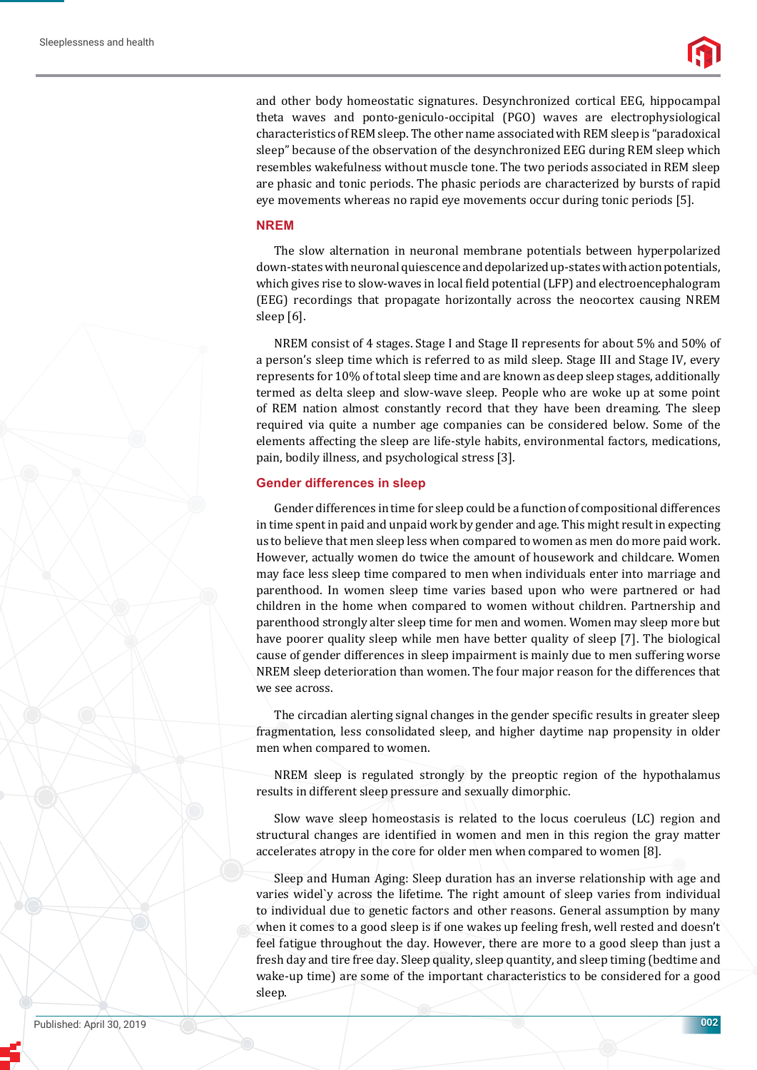and other body homeostatic signatures. Desynchronized cortical EEG, hippocampal theta waves and ponto-geniculo-occipital (PGO) waves are electrophysiological characteristics of REM sleep. The other name associated with REM sleep is "paradoxical sleep" because of the observation of the desynchronized EEG during REM sleep which resembles wakefulness without muscle tone. The two periods associated in REM sleep are phasic and tonic periods. The phasic periods are characterized by bursts of rapid eye movements whereas no rapid eye movements occur during tonic periods [5].

## NREM

The slow alternation in neuronal membrane potentials between hyperpolarized down-states with neuronal quiescence and depolarized up-states with action potentials, which gives rise to slow-waves in local field potential (LFP) and electroencephalogram (EEG) recordings that propagate horizontally across the neocortex causing NREM sleep [6].

NREM consist of 4 stages. Stage I and Stage II represents for about 5% and 50% of a person's sleep time which is referred to as mild sleep. Stage III and Stage IV, every represents for 10% of total sleep time and are known as deep sleep stages, additionally termed as delta sleep and slow-wave sleep. People who are woke up at some point of REM nation almost constantly record that they have been dreaming. The sleep required via quite a number age companies can be considered below. Some of the elements affecting the sleep are life-style habits, environmental factors, medications, pain, bodily illness, and psychological stress [3].

## Gender differences in sleep

Gender differences in time for sleep could be a function of compositional differences in time spent in paid and unpaid work by gender and age. This might result in expecting us to believe that men sleep less when compared to women as men do more paid work. However, actually women do twice the amount of housework and childcare. Women may face less sleep time compared to men when individuals enter into marriage and parenthood. In women sleep time varies based upon who were partnered or had children in the home when compared to women without children. Partnership and parenthood strongly alter sleep time for men and women. Women may sleep more but have poorer quality sleep while men have better quality of sleep [7]. The biological cause of gender differences in sleep impairment is mainly due to men suffering worse NREM sleep deterioration than women. The four major reason for the differences that we see across.

The circadian alerting signal changes in the gender specific results in greater sleep fragmentation, less consolidated sleep, and higher daytime nap propensity in older men when compared to women.

NREM sleep is regulated strongly by the preoptic region of the hypothalamus results in different sleep pressure and sexually dimorphic.

Slow wave sleep homeostasis is related to the locus coeruleus (LC) region and structural changes are identified in women and men in this region the gray matter accelerates atropy in the core for older men when compared to women [8].

Sleep and Human Aging: Sleep duration has an inverse relationship with age and varies widel`y across the lifetime. The right amount of sleep varies from individual to individual due to genetic factors and other reasons. General assumption by many when it comes to a good sleep is if one wakes up feeling fresh, well rested and doesn't feel fatigue throughout the day. However, there are more to a good sleep than just a fresh day and tire free day. Sleep quality, sleep quantity, and sleep timing (bedtime and wake-up time) are some of the important characteristics to be considered for a good sleep.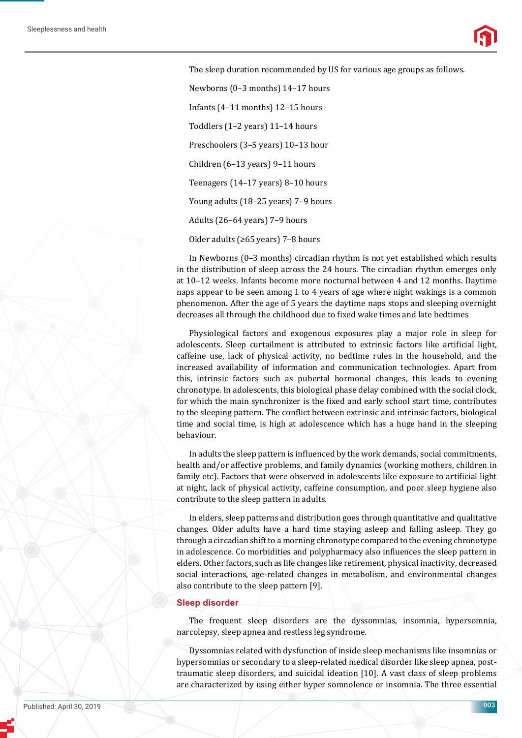The sleep duration recommended by US for various age groups as follows.

Newborns (0–3 months) 14–17 hours

Infants (4–11 months) 12–15 hours

Toddlers (1–2 years) 11–14 hours

Preschoolers (3–5 years) 10–13 hour

Children (6–13 years) 9–11 hours

Teenagers (14–17 years) 8–10 hours

Young adults (18–25 years) 7–9 hours

Adults (26–64 years) 7–9 hours

Older adults (≥65 years) 7–8 hours

In Newborns (0–3 months) circadian rhythm is not yet established which results in the distribution of sleep across the 24 hours. The circadian rhythm emerges only at 10–12 weeks. Infants become more nocturnal between 4 and 12 months. Daytime naps appear to be seen among 1 to 4 years of age where night wakings is a common phenomenon. After the age of 5 years the daytime naps stops and sleeping overnight decreases all through the childhood due to fixed wake times and late bedtimes

Physiological factors and exogenous exposures play a major role in sleep for adolescents. Sleep curtailment is attributed to extrinsic factors like artificial light, caffeine use, lack of physical activity, no bedtime rules in the household, and the increased availability of information and communication technologies. Apart from this, intrinsic factors such as pubertal hormonal changes, this leads to evening chronotype. In adolescents, this biological phase delay combined with the social clock, for which the main synchronizer is the fixed and early school start time, contributes to the sleeping pattern. The conflict between extrinsic and intrinsic factors, biological time and social time, is high at adolescence which has a huge hand in the sleeping behaviour.

In adults the sleep pattern is influenced by the work demands, social commitments, health and/or affective problems, and family dynamics (working mothers, children in family etc). Factors that were observed in adolescents like exposure to artificial light at night, lack of physical activity, caffeine consumption, and poor sleep hygiene also contribute to the sleep pattern in adults.

In elders, sleep patterns and distribution goes through quantitative and qualitative changes. Older adults have a hard time staying asleep and falling asleep. They go through a circadian shift to a morning chronotype compared to the evening chronotype in adolescence. Co morbidities and polypharmacy also influences the sleep pattern in elders. Other factors, such as life changes like retirement, physical inactivity, decreased social interactions, age-related changes in metabolism, and environmental changes also contribute to the sleep pattern [9].

## Sleep disorder

The frequent sleep disorders are the dyssomnias, insomnia, hypersomnia, narcolepsy, sleep apnea and restless leg syndrome.

Dyssomnias related with dysfunction of inside sleep mechanisms like insomnias or hypersomnias or secondary to a sleep-related medical disorder like sleep apnea, post-traumatic sleep disorders, and suicidal ideation [10]. A vast class of sleep problems are characterized by using either hyper somnolence or insomnia. The three essential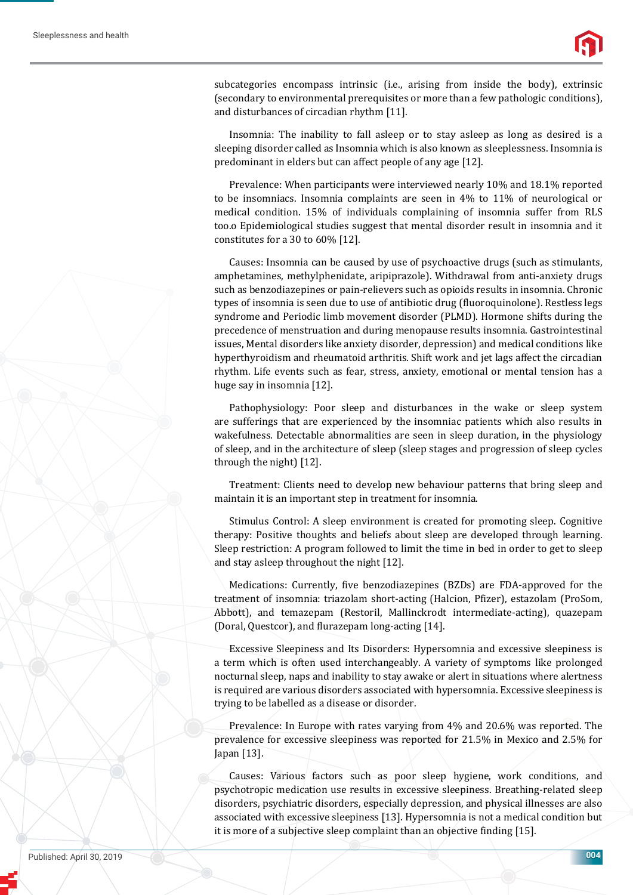subcategories encompass intrinsic (i.e., arising from inside the body), extrinsic (secondary to environmental prerequisites or more than a few pathologic conditions), and disturbances of circadian rhythm [11].

Insomnia: The inability to fall asleep or to stay asleep as long as desired is a sleeping disorder called as Insomnia which is also known as sleeplessness. Insomnia is predominant in elders but can affect people of any age [12].

Prevalence: When participants were interviewed nearly 10% and 18.1% reported to be insomniacs. Insomnia complaints are seen in 4% to 11% of neurological or medical condition. 15% of individuals complaining of insomnia suffer from RLS too.o Epidemiological studies suggest that mental disorder result in insomnia and it constitutes for a 30 to 60% [12].

Causes: Insomnia can be caused by use of psychoactive drugs (such as stimulants, amphetamines, methylphenidate, aripiprazole). Withdrawal from anti-anxiety drugs such as benzodiazepines or pain-relievers such as opioids results in insomnia. Chronic types of insomnia is seen due to use of antibiotic drug (fluoroquinolone). Restless legs syndrome and Periodic limb movement disorder (PLMD). Hormone shifts during the precedence of menstruation and during menopause results insomnia. Gastrointestinal issues, Mental disorders like anxiety disorder, depression) and medical conditions like hyperthyroidism and rheumatoid arthritis. Shift work and jet lags affect the circadian rhythm. Life events such as fear, stress, anxiety, emotional or mental tension has a huge say in insomnia [12].

Pathophysiology: Poor sleep and disturbances in the wake or sleep system are sufferings that are experienced by the insomniac patients which also results in wakefulness. Detectable abnormalities are seen in sleep duration, in the physiology of sleep, and in the architecture of sleep (sleep stages and progression of sleep cycles through the night) [12].

Treatment: Clients need to develop new behaviour patterns that bring sleep and maintain it is an important step in treatment for insomnia.

Stimulus Control: A sleep environment is created for promoting sleep. Cognitive therapy: Positive thoughts and beliefs about sleep are developed through learning. Sleep restriction: A program followed to limit the time in bed in order to get to sleep and stay asleep throughout the night [12].

Medications: Currently, five benzodiazepines (BZDs) are FDA-approved for the treatment of insomnia: triazolam short-acting (Halcion, Pfizer), estazolam (ProSom, Abbott), and temazepam (Restoril, Mallinckrodt intermediate-acting), quazepam (Doral, Questcor), and flurazepam long-acting [14].

Excessive Sleepiness and Its Disorders: Hypersomnia and excessive sleepiness is a term which is often used interchangeably. A variety of symptoms like prolonged nocturnal sleep, naps and inability to stay awake or alert in situations where alertness is required are various disorders associated with hypersomnia. Excessive sleepiness is trying to be labelled as a disease or disorder.

Prevalence: In Europe with rates varying from 4% and 20.6% was reported. The prevalence for excessive sleepiness was reported for 21.5% in Mexico and 2.5% for Japan [13].

Causes: Various factors such as poor sleep hygiene, work conditions, and psychotropic medication use results in excessive sleepiness. Breathing-related sleep disorders, psychiatric disorders, especially depression, and physical illnesses are also associated with excessive sleepiness [13]. Hypersomnia is not a medical condition but it is more of a subjective sleep complaint than an objective finding [15].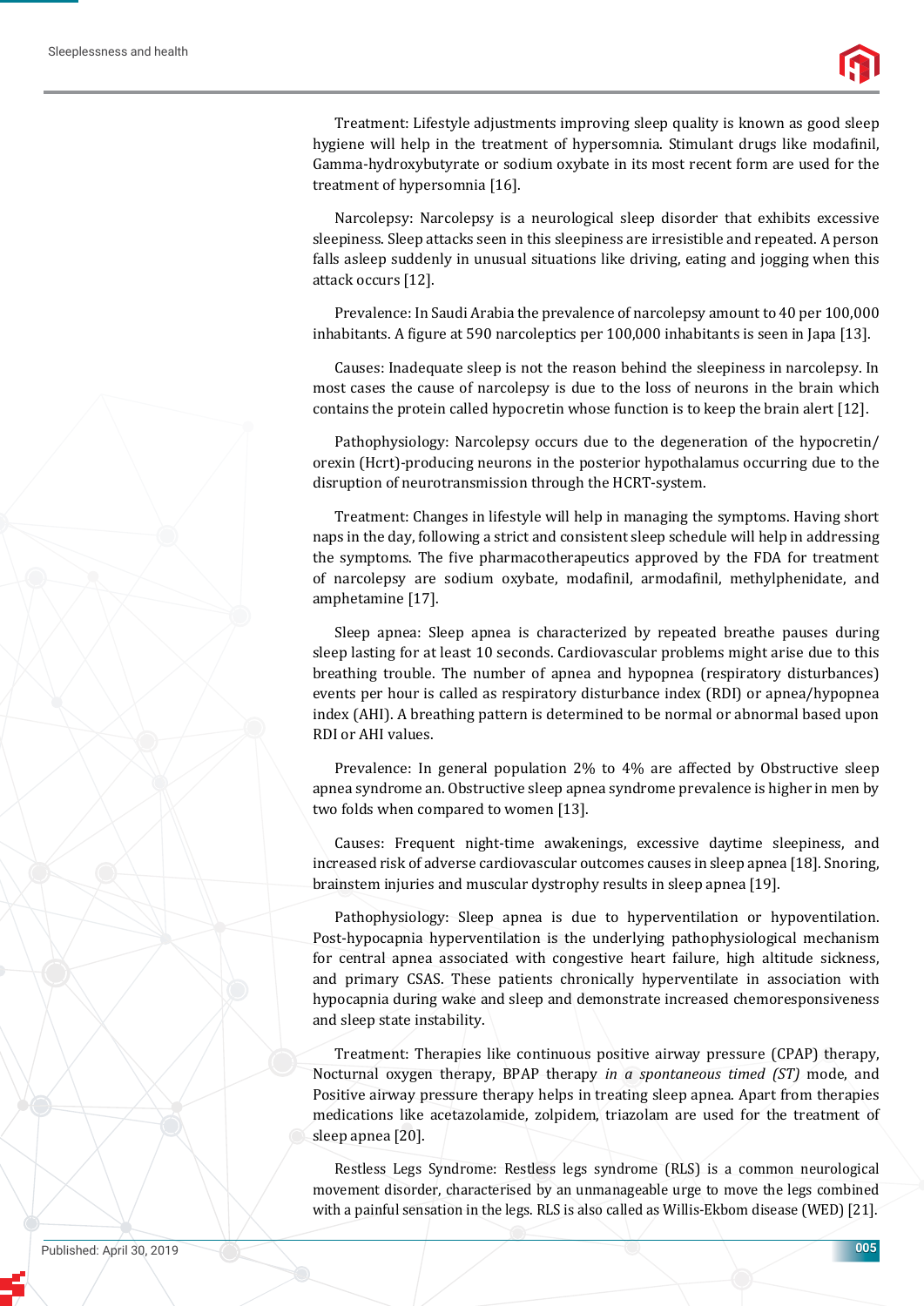Treatment: Lifestyle adjustments improving sleep quality is known as good sleep hygiene will help in the treatment of hypersomnia. Stimulant drugs like modafinil, Gamma-hydroxybutyrate or sodium oxybate in its most recent form are used for the treatment of hypersomnia [16].

Narcolepsy: Narcolepsy is a neurological sleep disorder that exhibits excessive sleepiness. Sleep attacks seen in this sleepiness are irresistible and repeated. A person falls asleep suddenly in unusual situations like driving, eating and jogging when this attack occurs [12].

Prevalence: In Saudi Arabia the prevalence of narcolepsy amount to 40 per 100,000 inhabitants. A figure at 590 narcoleptics per 100,000 inhabitants is seen in Japa [13].

Causes: Inadequate sleep is not the reason behind the sleepiness in narcolepsy. In most cases the cause of narcolepsy is due to the loss of neurons in the brain which contains the protein called hypocretin whose function is to keep the brain alert [12].

Pathophysiology: Narcolepsy occurs due to the degeneration of the hypocretin/orexin (Hcrt)-producing neurons in the posterior hypothalamus occurring due to the disruption of neurotransmission through the HCRT-system.

Treatment: Changes in lifestyle will help in managing the symptoms. Having short naps in the day, following a strict and consistent sleep schedule will help in addressing the symptoms. The five pharmacotherapeutics approved by the FDA for treatment of narcolepsy are sodium oxybate, modafinil, armodafinil, methylphenidate, and amphetamine [17].

Sleep apnea: Sleep apnea is characterized by repeated breathe pauses during sleep lasting for at least 10 seconds. Cardiovascular problems might arise due to this breathing trouble. The number of apnea and hypopnea (respiratory disturbances) events per hour is called as respiratory disturbance index (RDI) or apnea/hypopnea index (AHI). A breathing pattern is determined to be normal or abnormal based upon RDI or AHI values.

Prevalence: In general population 2% to 4% are affected by Obstructive sleep apnea syndrome an. Obstructive sleep apnea syndrome prevalence is higher in men by two folds when compared to women [13].

Causes: Frequent night-time awakenings, excessive daytime sleepiness, and increased risk of adverse cardiovascular outcomes causes in sleep apnea [18]. Snoring, brainstem injuries and muscular dystrophy results in sleep apnea [19].

Pathophysiology: Sleep apnea is due to hyperventilation or hypoventilation. Post-hypocapnia hyperventilation is the underlying pathophysiological mechanism for central apnea associated with congestive heart failure, high altitude sickness, and primary CSAS. These patients chronically hyperventilate in association with hypocapnia during wake and sleep and demonstrate increased chemoresponsiveness and sleep state instability.

Treatment: Therapies like continuous positive airway pressure (CPAP) therapy, Nocturnal oxygen therapy, BPAP therapy *in a spontaneous timed (ST)* mode, and Positive airway pressure therapy helps in treating sleep apnea. Apart from therapies medications like acetazolamide, zolpidem, triazolam are used for the treatment of sleep apnea [20].

Restless Legs Syndrome: Restless legs syndrome (RLS) is a common neurological movement disorder, characterised by an unmanageable urge to move the legs combined with a painful sensation in the legs. RLS is also called as Willis-Ekbom disease (WED) [21].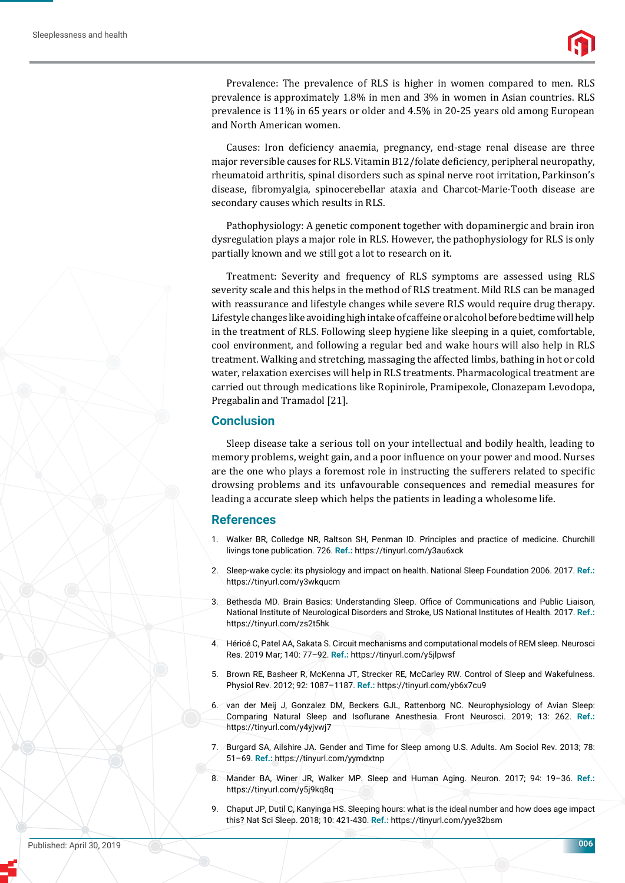Prevalence: The prevalence of RLS is higher in women compared to men. RLS prevalence is approximately 1.8% in men and 3% in women in Asian countries. RLS prevalence is 11% in 65 years or older and 4.5% in 20-25 years old among European and North American women.

Causes: Iron deficiency anaemia, pregnancy, end-stage renal disease are three major reversible causes for RLS. Vitamin B12/folate deficiency, peripheral neuropathy, rheumatoid arthritis, spinal disorders such as spinal nerve root irritation, Parkinson's disease, fibromyalgia, spinocerebellar ataxia and Charcot-Marie-Tooth disease are secondary causes which results in RLS.

Pathophysiology: A genetic component together with dopaminergic and brain iron dysregulation plays a major role in RLS. However, the pathophysiology for RLS is only partially known and we still got a lot to research on it.

Treatment: Severity and frequency of RLS symptoms are assessed using RLS severity scale and this helps in the method of RLS treatment. Mild RLS can be managed with reassurance and lifestyle changes while severe RLS would require drug therapy. Lifestyle changes like avoiding high intake of caffeine or alcohol before bedtime will help in the treatment of RLS. Following sleep hygiene like sleeping in a quiet, comfortable, cool environment, and following a regular bed and wake hours will also help in RLS treatment. Walking and stretching, massaging the affected limbs, bathing in hot or cold water, relaxation exercises will help in RLS treatments. Pharmacological treatment are carried out through medications like Ropinirole, Pramipexole, Clonazepam Levodopa, Pregabalin and Tramadol [21].

## Conclusion

Sleep disease take a serious toll on your intellectual and bodily health, leading to memory problems, weight gain, and a poor influence on your power and mood. Nurses are the one who plays a foremost role in instructing the sufferers related to specific drowsing problems and its unfavourable consequences and remedial measures for leading a accurate sleep which helps the patients in leading a wholesome life.

## References

1. Walker BR, Colledge NR, Raltson SH, Penman ID. Principles and practice of medicine. Churchill livings tone publication. 726. **Ref.:** https://tinyurl.com/y3au6xck
2. Sleep-wake cycle: its physiology and impact on health. National Sleep Foundation 2006. 2017. **Ref.:** https://tinyurl.com/y3wkqucm
3. Bethesda MD. Brain Basics: Understanding Sleep. Office of Communications and Public Liaison, National Institute of Neurological Disorders and Stroke, US National Institutes of Health. 2017. **Ref.:** https://tinyurl.com/zs2t5hk
4. Héricé C, Patel AA, Sakata S. Circuit mechanisms and computational models of REM sleep. Neurosci Res. 2019 Mar; 140: 77–92. **Ref.:** https://tinyurl.com/y5jlpwsf
5. Brown RE, Basheer R, McKenna JT, Strecker RE, McCarley RW. Control of Sleep and Wakefulness. Physiol Rev. 2012; 92: 1087–1187. **Ref.:** https://tinyurl.com/yb6x7cu9
6. van der Meij J, Gonzalez DM, Beckers GJL, Rattenborg NC. Neurophysiology of Avian Sleep: Comparing Natural Sleep and Isoflurane Anesthesia. Front Neurosci. 2019; 13: 262. **Ref.:** https://tinyurl.com/y4yjvwj7
7. Burgard SA, Ailshire JA. Gender and Time for Sleep among U.S. Adults. Am Sociol Rev. 2013; 78: 51–69. **Ref.:** https://tinyurl.com/yymdxtnp
8. Mander BA, Winer JR, Walker MP. Sleep and Human Aging. Neuron. 2017; 94: 19–36. **Ref.:** https://tinyurl.com/y5j9kq8q
9. Chaput JP, Dutil C, Kanyinga HS. Sleeping hours: what is the ideal number and how does age impact this? Nat Sci Sleep. 2018; 10: 421-430. **Ref.:** https://tinyurl.com/yye32bsm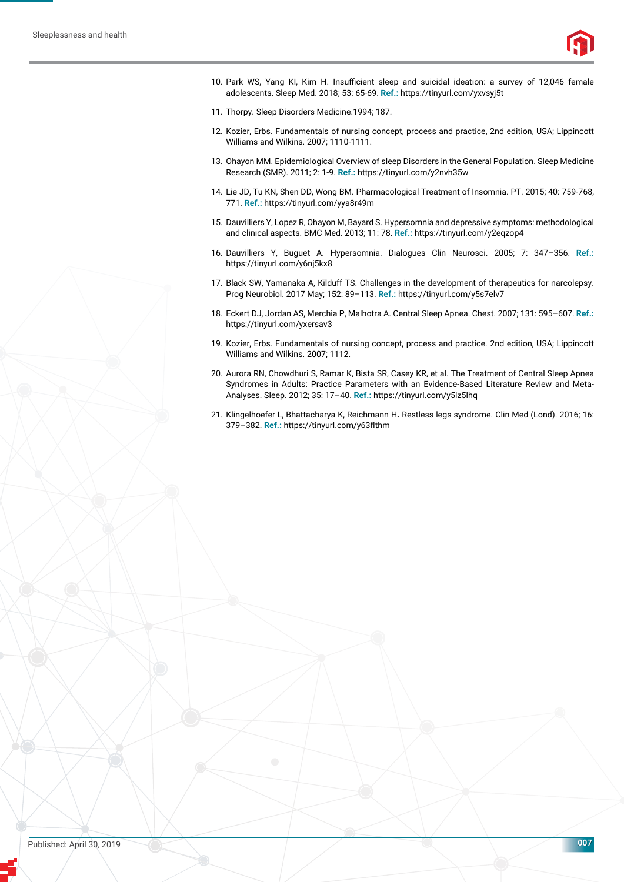10. Park WS, Yang KI, Kim H. Insufficient sleep and suicidal ideation: a survey of 12,046 female adolescents. Sleep Med. 2018; 53: 65-69. **Ref.:** https://tinyurl.com/yxvsyj5t

11. Thorpy. Sleep Disorders Medicine.1994; 187.

12. Kozier, Erbs. Fundamentals of nursing concept, process and practice, 2nd edition, USA; Lippincott Williams and Wilkins. 2007; 1110-1111.

13. Ohayon MM. Epidemiological Overview of sleep Disorders in the General Population. Sleep Medicine Research (SMR). 2011; 2: 1-9. **Ref.:** https://tinyurl.com/y2nvh35w

14. Lie JD, Tu KN, Shen DD, Wong BM. Pharmacological Treatment of Insomnia. PT. 2015; 40: 759-768, 771. **Ref.:** https://tinyurl.com/yya8r49m

15. Dauvilliers Y, Lopez R, Ohayon M, Bayard S. Hypersomnia and depressive symptoms: methodological and clinical aspects. BMC Med. 2013; 11: 78. **Ref.:** https://tinyurl.com/y2eqzop4

16. Dauvilliers Y, Buguet A. Hypersomnia. Dialogues Clin Neurosci. 2005; 7: 347–356. **Ref.:** https://tinyurl.com/y6nj5kx8

17. Black SW, Yamanaka A, Kilduff TS. Challenges in the development of therapeutics for narcolepsy. Prog Neurobiol. 2017 May; 152: 89–113. **Ref.:** https://tinyurl.com/y5s7elv7

18. Eckert DJ, Jordan AS, Merchia P, Malhotra A. Central Sleep Apnea. Chest. 2007; 131: 595–607. **Ref.:** https://tinyurl.com/yxersav3

19. Kozier, Erbs. Fundamentals of nursing concept, process and practice. 2nd edition, USA; Lippincott Williams and Wilkins. 2007; 1112.

20. Aurora RN, Chowdhuri S, Ramar K, Bista SR, Casey KR, et al. The Treatment of Central Sleep Apnea Syndromes in Adults: Practice Parameters with an Evidence-Based Literature Review and Meta-Analyses. Sleep. 2012; 35: 17–40. **Ref.:** https://tinyurl.com/y5lz5lhq

21. Klingelhoefer L, Bhattacharya K, Reichmann H. Restless legs syndrome. Clin Med (Lond). 2016; 16: 379–382. **Ref.:** https://tinyurl.com/y63flthm

Published: April 30, 2019